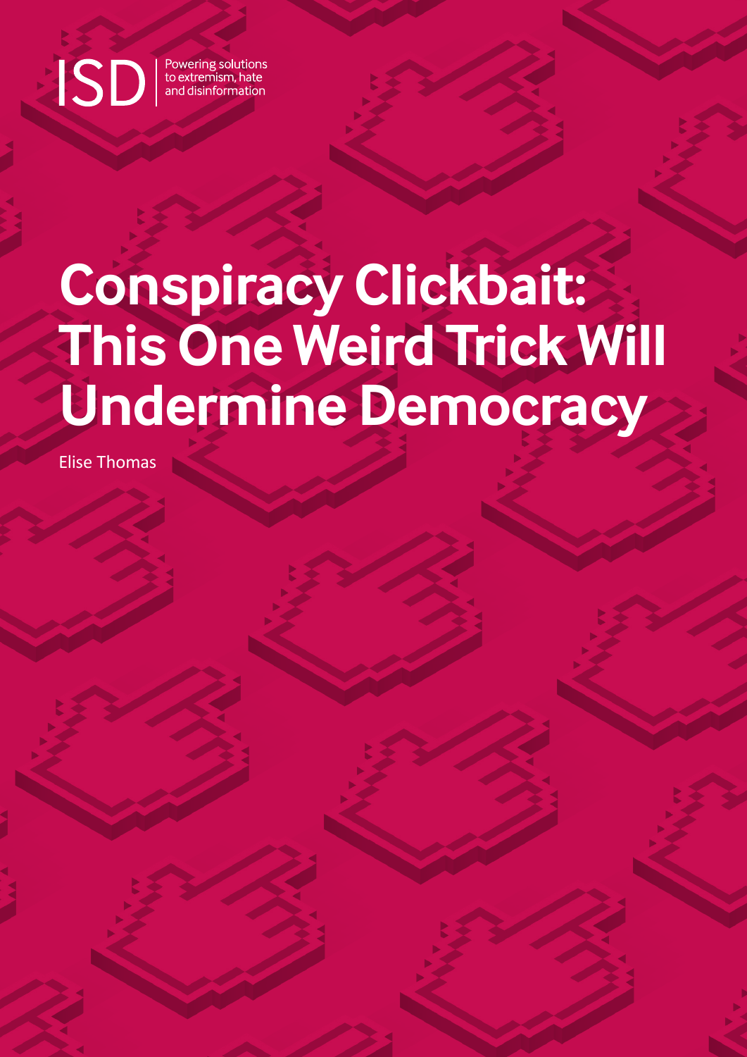ISD | Powering solutions to extremism, hate and disinformation

# Conspiracy Clickbait: This One Weird Trick Will Undermine Democracy

Elise Thomas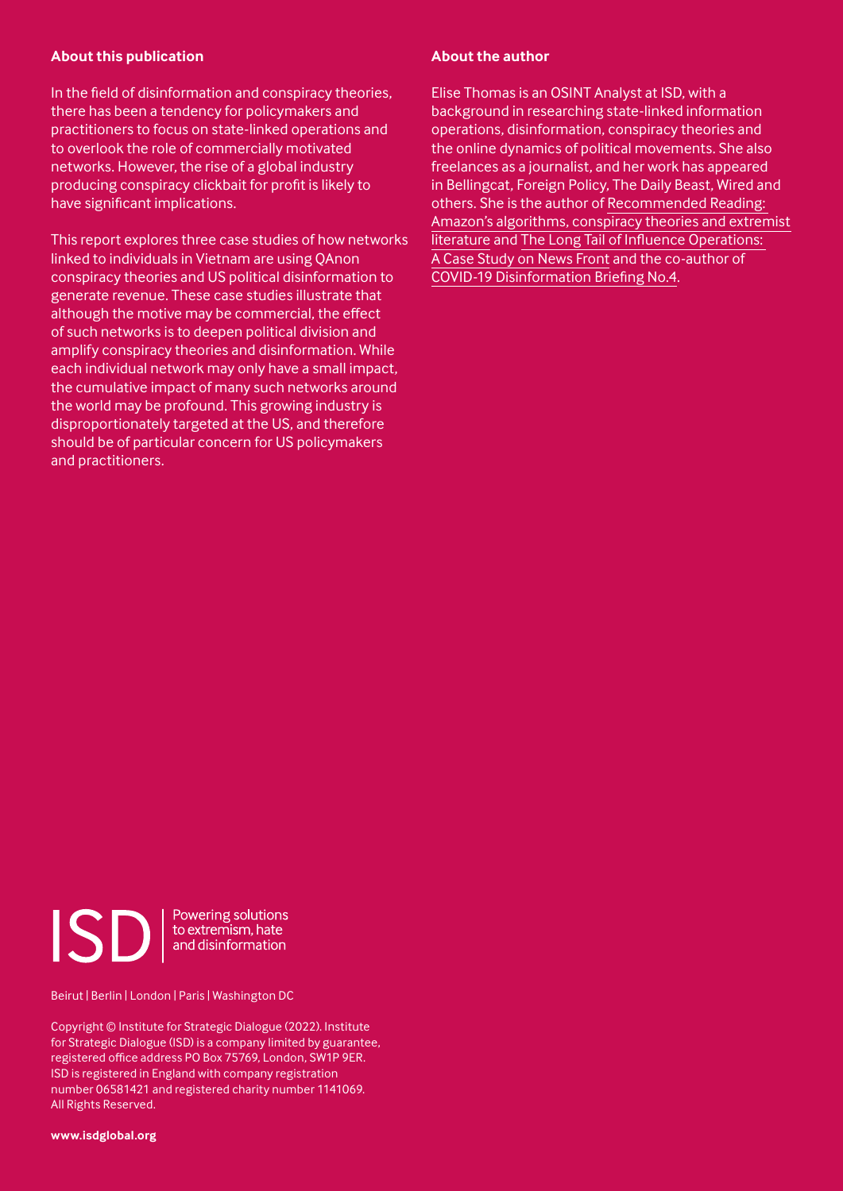## About this publication

In the field of disinformation and conspiracy theories, there has been a tendency for policymakers and practitioners to focus on state-linked operations and to overlook the role of commercially motivated networks. However, the rise of a global industry producing conspiracy clickbait for profit is likely to have significant implications.

This report explores three case studies of how networks linked to individuals in Vietnam are using QAnon conspiracy theories and US political disinformation to generate revenue. These case studies illustrate that although the motive may be commercial, the effect of such networks is to deepen political division and amplify conspiracy theories and disinformation. While each individual network may only have a small impact, the cumulative impact of many such networks around the world may be profound. This growing industry is disproportionately targeted at the US, and therefore should be of particular concern for US policymakers and practitioners.

## About the author

Elise Thomas is an OSINT Analyst at ISD, with a background in researching state-linked information operations, disinformation, conspiracy theories and the online dynamics of political movements. She also freelances as a journalist, and her work has appeared in Bellingcat, Foreign Policy, The Daily Beast, Wired and others. She is the author of Recommended Reading: Amazon's algorithms, conspiracy theories and extremist literature and The Long Tail of Influence Operations: A Case Study on News Front and the co-author of COVID-19 Disinformation Briefing No.4.

ISD | Powering solutions to extremism, hate and disinformation

Beirut | Berlin | London | Paris | Washington DC

Copyright © Institute for Strategic Dialogue (2022). Institute for Strategic Dialogue (ISD) is a company limited by guarantee, registered office address PO Box 75769, London, SW1P 9ER. ISD is registered in England with company registration number 06581421 and registered charity number 1141069. All Rights Reserved.

**www.isdglobal.org**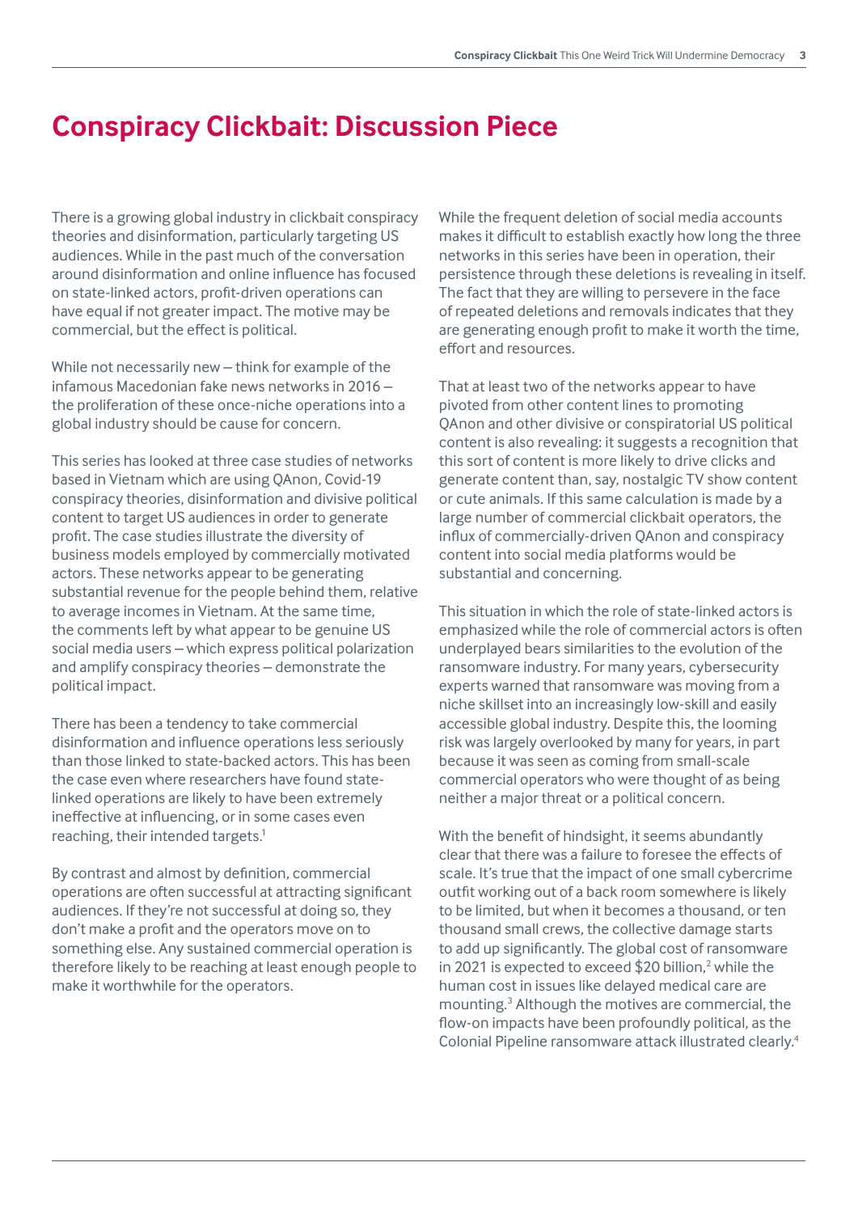# Conspiracy Clickbait: Discussion Piece

There is a growing global industry in clickbait conspiracy theories and disinformation, particularly targeting US audiences. While in the past much of the conversation around disinformation and online influence has focused on state-linked actors, profit-driven operations can have equal if not greater impact. The motive may be commercial, but the effect is political.

While not necessarily new – think for example of the infamous Macedonian fake news networks in 2016 – the proliferation of these once-niche operations into a global industry should be cause for concern.

This series has looked at three case studies of networks based in Vietnam which are using QAnon, Covid-19 conspiracy theories, disinformation and divisive political content to target US audiences in order to generate profit. The case studies illustrate the diversity of business models employed by commercially motivated actors. These networks appear to be generating substantial revenue for the people behind them, relative to average incomes in Vietnam. At the same time, the comments left by what appear to be genuine US social media users – which express political polarization and amplify conspiracy theories – demonstrate the political impact.

There has been a tendency to take commercial disinformation and influence operations less seriously than those linked to state-backed actors. This has been the case even where researchers have found state-linked operations are likely to have been extremely ineffective at influencing, or in some cases even reaching, their intended targets.[1]

By contrast and almost by definition, commercial operations are often successful at attracting significant audiences. If they're not successful at doing so, they don't make a profit and the operators move on to something else. Any sustained commercial operation is therefore likely to be reaching at least enough people to make it worthwhile for the operators.

While the frequent deletion of social media accounts makes it difficult to establish exactly how long the three networks in this series have been in operation, their persistence through these deletions is revealing in itself. The fact that they are willing to persevere in the face of repeated deletions and removals indicates that they are generating enough profit to make it worth the time, effort and resources.

That at least two of the networks appear to have pivoted from other content lines to promoting QAnon and other divisive or conspiratorial US political content is also revealing: it suggests a recognition that this sort of content is more likely to drive clicks and generate content than, say, nostalgic TV show content or cute animals. If this same calculation is made by a large number of commercial clickbait operators, the influx of commercially-driven QAnon and conspiracy content into social media platforms would be substantial and concerning.

This situation in which the role of state-linked actors is emphasized while the role of commercial actors is often underplayed bears similarities to the evolution of the ransomware industry. For many years, cybersecurity experts warned that ransomware was moving from a niche skillset into an increasingly low-skill and easily accessible global industry. Despite this, the looming risk was largely overlooked by many for years, in part because it was seen as coming from small-scale commercial operators who were thought of as being neither a major threat or a political concern.

With the benefit of hindsight, it seems abundantly clear that there was a failure to foresee the effects of scale. It's true that the impact of one small cybercrime outfit working out of a back room somewhere is likely to be limited, but when it becomes a thousand, or ten thousand small crews, the collective damage starts to add up significantly. The global cost of ransomware in 2021 is expected to exceed $20 billion,[2] while the human cost in issues like delayed medical care are mounting.[3] Although the motives are commercial, the flow-on impacts have been profoundly political, as the Colonial Pipeline ransomware attack illustrated clearly.[4]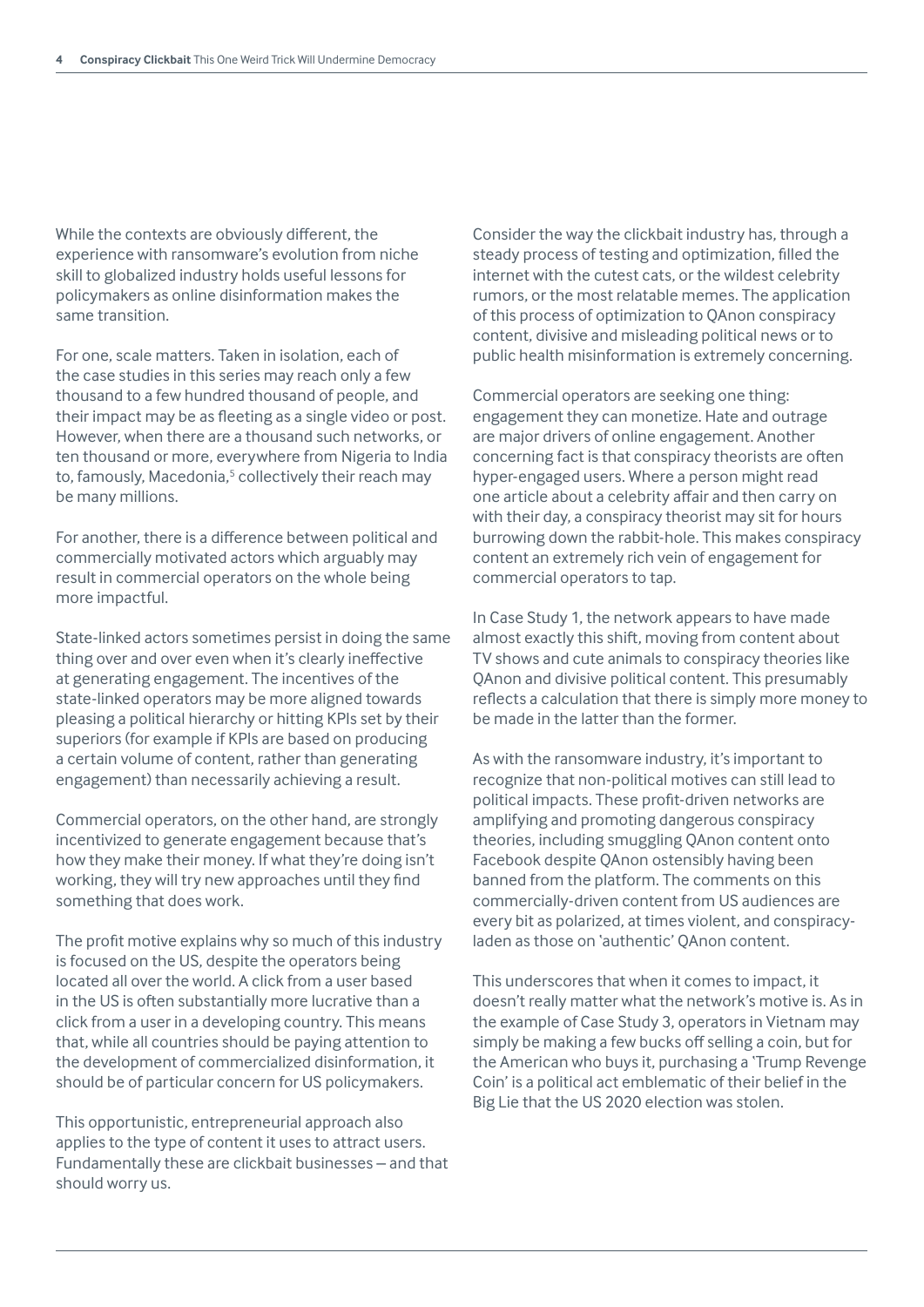While the contexts are obviously different, the experience with ransomware's evolution from niche skill to globalized industry holds useful lessons for policymakers as online disinformation makes the same transition.

For one, scale matters. Taken in isolation, each of the case studies in this series may reach only a few thousand to a few hundred thousand of people, and their impact may be as fleeting as a single video or post. However, when there are a thousand such networks, or ten thousand or more, everywhere from Nigeria to India to, famously, Macedonia,[5] collectively their reach may be many millions.

For another, there is a difference between political and commercially motivated actors which arguably may result in commercial operators on the whole being more impactful.

State-linked actors sometimes persist in doing the same thing over and over even when it's clearly ineffective at generating engagement. The incentives of the state-linked operators may be more aligned towards pleasing a political hierarchy or hitting KPIs set by their superiors (for example if KPIs are based on producing a certain volume of content, rather than generating engagement) than necessarily achieving a result.

Commercial operators, on the other hand, are strongly incentivized to generate engagement because that's how they make their money. If what they're doing isn't working, they will try new approaches until they find something that does work.

The profit motive explains why so much of this industry is focused on the US, despite the operators being located all over the world. A click from a user based in the US is often substantially more lucrative than a click from a user in a developing country. This means that, while all countries should be paying attention to the development of commercialized disinformation, it should be of particular concern for US policymakers.

This opportunistic, entrepreneurial approach also applies to the type of content it uses to attract users. Fundamentally these are clickbait businesses – and that should worry us.

Consider the way the clickbait industry has, through a steady process of testing and optimization, filled the internet with the cutest cats, or the wildest celebrity rumors, or the most relatable memes. The application of this process of optimization to QAnon conspiracy content, divisive and misleading political news or to public health misinformation is extremely concerning.

Commercial operators are seeking one thing: engagement they can monetize. Hate and outrage are major drivers of online engagement. Another concerning fact is that conspiracy theorists are often hyper-engaged users. Where a person might read one article about a celebrity affair and then carry on with their day, a conspiracy theorist may sit for hours burrowing down the rabbit-hole. This makes conspiracy content an extremely rich vein of engagement for commercial operators to tap.

In Case Study 1, the network appears to have made almost exactly this shift, moving from content about TV shows and cute animals to conspiracy theories like QAnon and divisive political content. This presumably reflects a calculation that there is simply more money to be made in the latter than the former.

As with the ransomware industry, it's important to recognize that non-political motives can still lead to political impacts. These profit-driven networks are amplifying and promoting dangerous conspiracy theories, including smuggling QAnon content onto Facebook despite QAnon ostensibly having been banned from the platform. The comments on this commercially-driven content from US audiences are every bit as polarized, at times violent, and conspiracy-laden as those on 'authentic' QAnon content.

This underscores that when it comes to impact, it doesn't really matter what the network's motive is. As in the example of Case Study 3, operators in Vietnam may simply be making a few bucks off selling a coin, but for the American who buys it, purchasing a 'Trump Revenge Coin' is a political act emblematic of their belief in the Big Lie that the US 2020 election was stolen.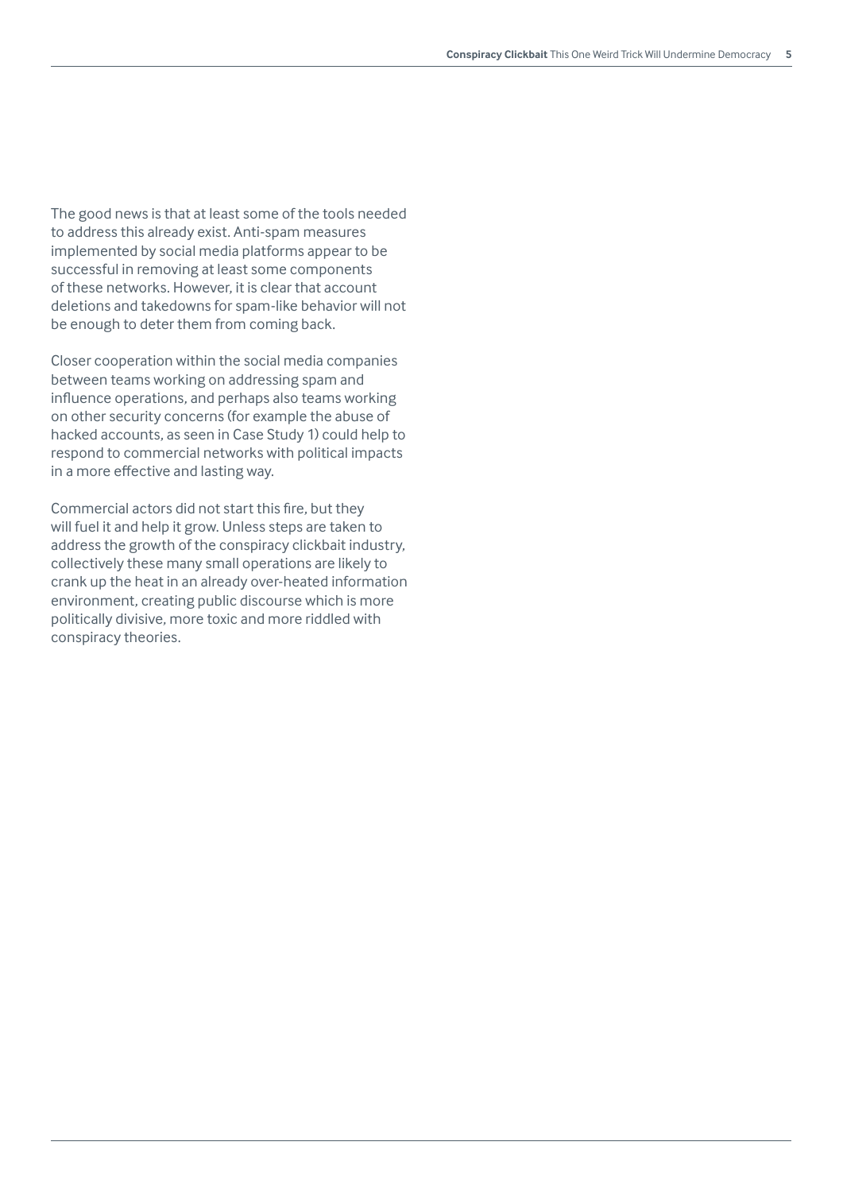The good news is that at least some of the tools needed to address this already exist. Anti-spam measures implemented by social media platforms appear to be successful in removing at least some components of these networks. However, it is clear that account deletions and takedowns for spam-like behavior will not be enough to deter them from coming back.

Closer cooperation within the social media companies between teams working on addressing spam and influence operations, and perhaps also teams working on other security concerns (for example the abuse of hacked accounts, as seen in Case Study 1) could help to respond to commercial networks with political impacts in a more effective and lasting way.

Commercial actors did not start this fire, but they will fuel it and help it grow. Unless steps are taken to address the growth of the conspiracy clickbait industry, collectively these many small operations are likely to crank up the heat in an already over-heated information environment, creating public discourse which is more politically divisive, more toxic and more riddled with conspiracy theories.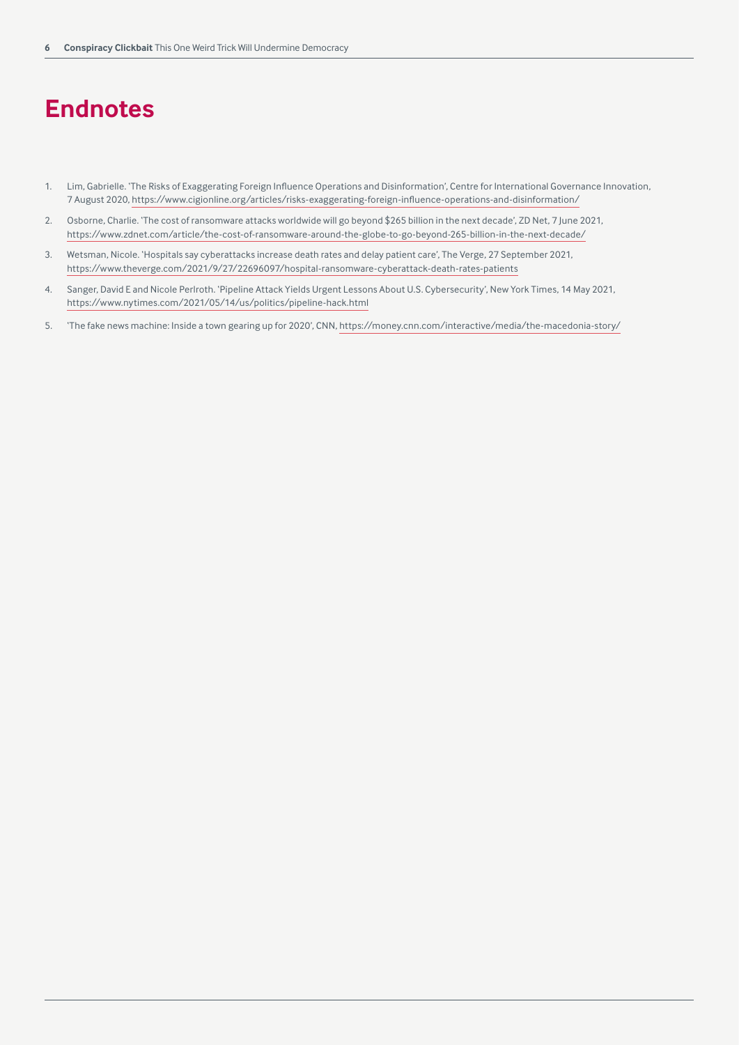# Endnotes

1. Lim, Gabrielle. 'The Risks of Exaggerating Foreign Influence Operations and Disinformation', Centre for International Governance Innovation, 7 August 2020, https://www.cigionline.org/articles/risks-exaggerating-foreign-influence-operations-and-disinformation/
2. Osborne, Charlie. 'The cost of ransomware attacks worldwide will go beyond $265 billion in the next decade', ZD Net, 7 June 2021, https://www.zdnet.com/article/the-cost-of-ransomware-around-the-globe-to-go-beyond-265-billion-in-the-next-decade/
3. Wetsman, Nicole. 'Hospitals say cyberattacks increase death rates and delay patient care', The Verge, 27 September 2021, https://www.theverge.com/2021/9/27/22696097/hospital-ransomware-cyberattack-death-rates-patients
4. Sanger, David E and Nicole Perlroth. 'Pipeline Attack Yields Urgent Lessons About U.S. Cybersecurity', New York Times, 14 May 2021, https://www.nytimes.com/2021/05/14/us/politics/pipeline-hack.html
5. 'The fake news machine: Inside a town gearing up for 2020', CNN, https://money.cnn.com/interactive/media/the-macedonia-story/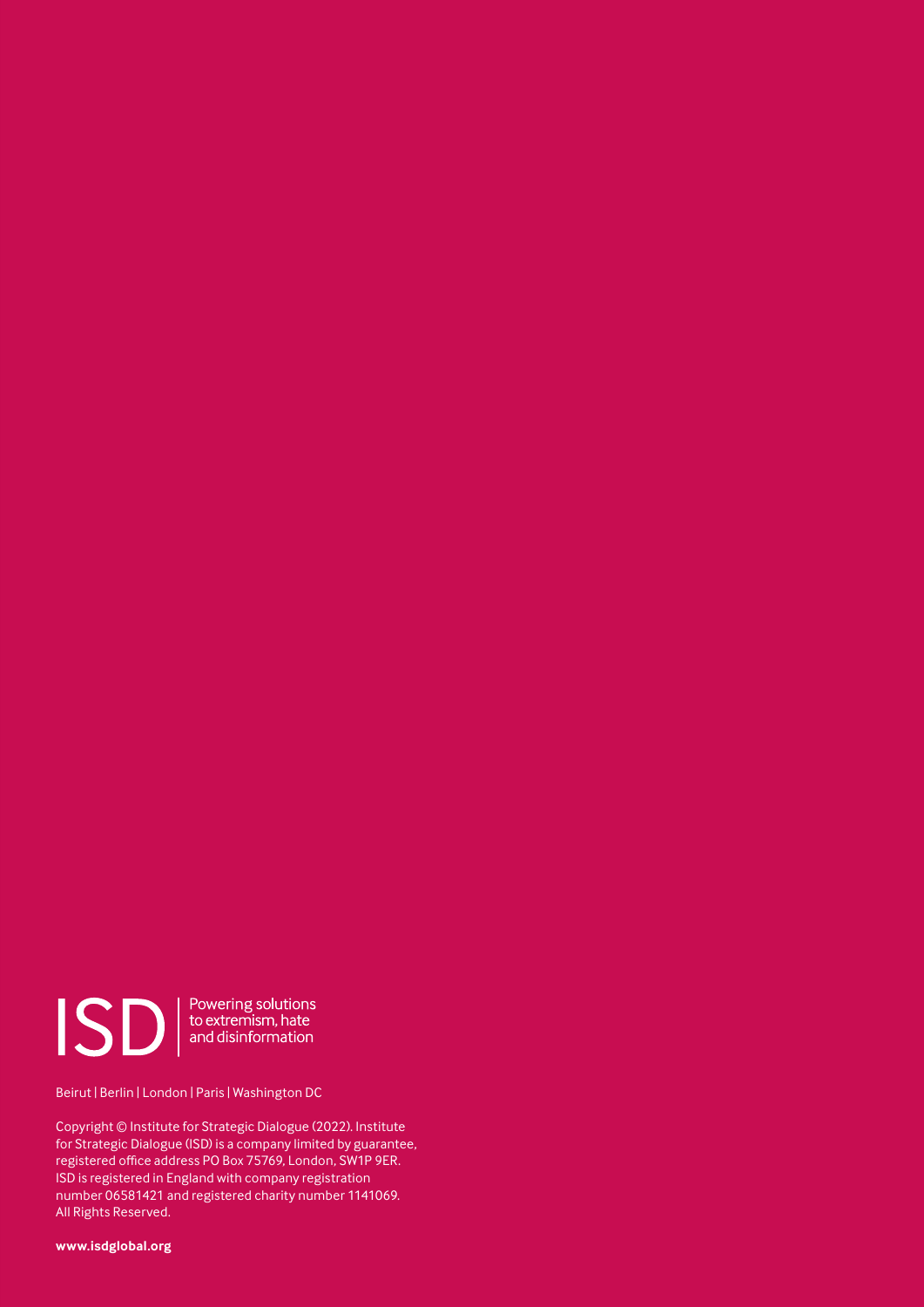ISD | Powering solutions to extremism, hate and disinformation

Beirut | Berlin | London | Paris | Washington DC

Copyright © Institute for Strategic Dialogue (2022). Institute for Strategic Dialogue (ISD) is a company limited by guarantee, registered office address PO Box 75769, London, SW1P 9ER. ISD is registered in England with company registration number 06581421 and registered charity number 1141069. All Rights Reserved.

**www.isdglobal.org**